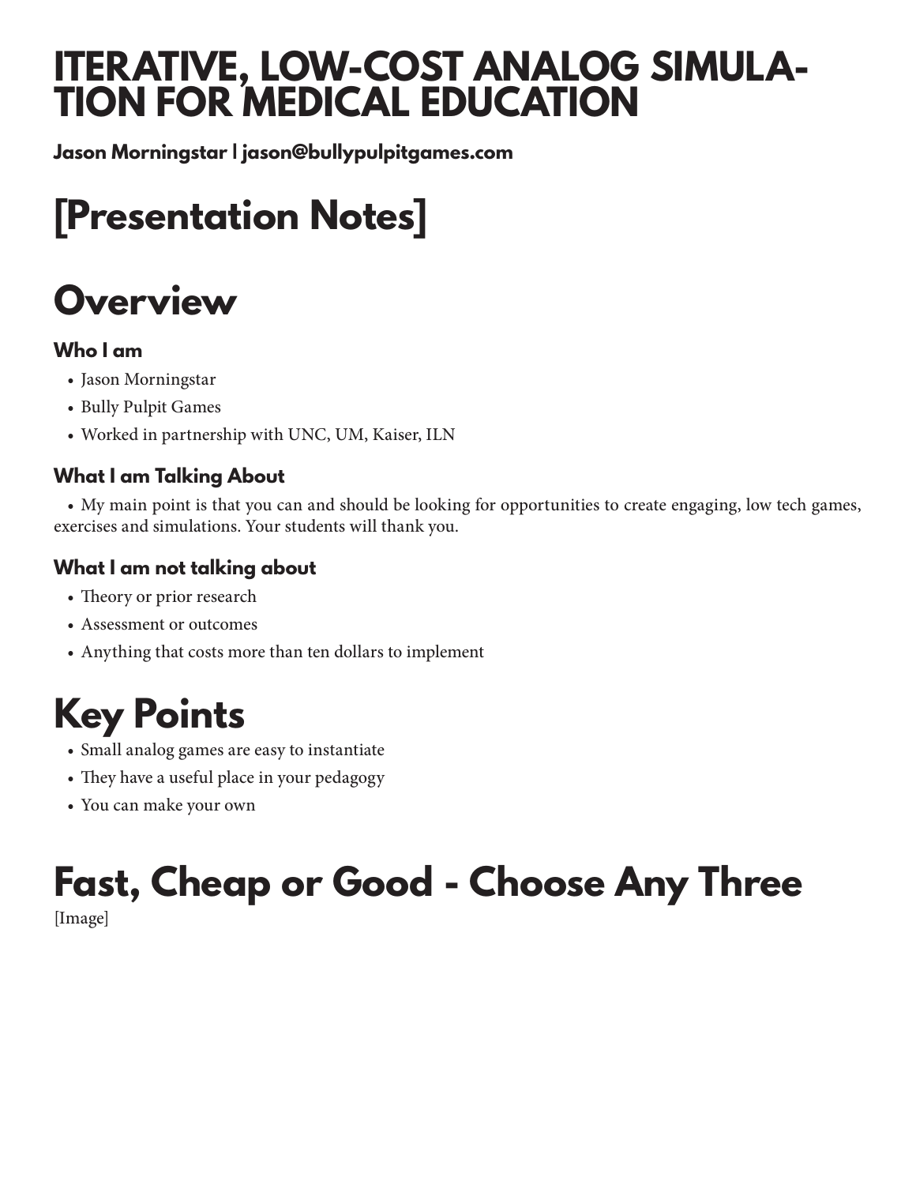# ITERATIVE, LOW-COST ANALOG SIMULATION FOR MEDICAL EDUCATION

**Jason Morningstar | jason@bullypulpitgames.com**

# [Presentation Notes]

# Overview

### Who I am

- Jason Morningstar
- Bully Pulpit Games
- Worked in partnership with UNC, UM, Kaiser, ILN

### What I am Talking About

- My main point is that you can and should be looking for opportunities to create engaging, low tech games, exercises and simulations. Your students will thank you.

### What I am not talking about

- Theory or prior research
- Assessment or outcomes
- Anything that costs more than ten dollars to implement

# Key Points

- Small analog games are easy to instantiate
- They have a useful place in your pedagogy
- You can make your own

# Fast, Cheap or Good - Choose Any Three

[Image]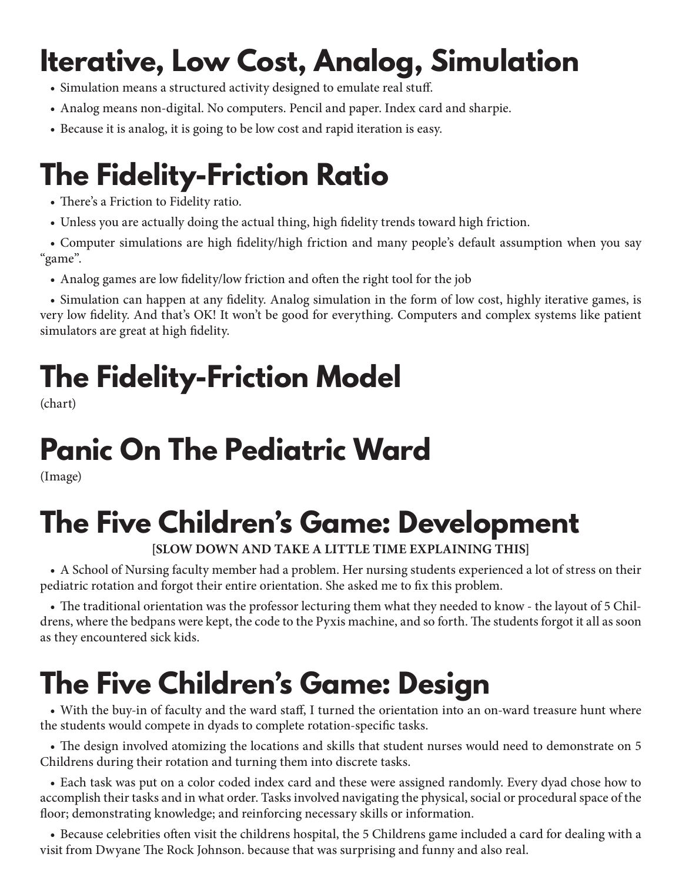# Iterative, Low Cost, Analog, Simulation

- Simulation means a structured activity designed to emulate real stuff.
- Analog means non-digital. No computers. Pencil and paper. Index card and sharpie.
- Because it is analog, it is going to be low cost and rapid iteration is easy.

# The Fidelity-Friction Ratio

- There's a Friction to Fidelity ratio.
- Unless you are actually doing the actual thing, high fidelity trends toward high friction.
- Computer simulations are high fidelity/high friction and many people's default assumption when you say "game".
- Analog games are low fidelity/low friction and often the right tool for the job
- Simulation can happen at any fidelity. Analog simulation in the form of low cost, highly iterative games, is very low fidelity. And that's OK! It won't be good for everything. Computers and complex systems like patient simulators are great at high fidelity.

# The Fidelity-Friction Model

(chart)

# Panic On The Pediatric Ward

(Image)

# The Five Children's Game: Development

**[SLOW DOWN AND TAKE A LITTLE TIME EXPLAINING THIS]**

- A School of Nursing faculty member had a problem. Her nursing students experienced a lot of stress on their pediatric rotation and forgot their entire orientation. She asked me to fix this problem.
- The traditional orientation was the professor lecturing them what they needed to know - the layout of 5 Childrens, where the bedpans were kept, the code to the Pyxis machine, and so forth. The students forgot it all as soon as they encountered sick kids.

# The Five Children's Game: Design

- With the buy-in of faculty and the ward staff, I turned the orientation into an on-ward treasure hunt where the students would compete in dyads to complete rotation-specific tasks.
- The design involved atomizing the locations and skills that student nurses would need to demonstrate on 5 Childrens during their rotation and turning them into discrete tasks.
- Each task was put on a color coded index card and these were assigned randomly. Every dyad chose how to accomplish their tasks and in what order. Tasks involved navigating the physical, social or procedural space of the floor; demonstrating knowledge; and reinforcing necessary skills or information.
- Because celebrities often visit the childrens hospital, the 5 Childrens game included a card for dealing with a visit from Dwyane The Rock Johnson. because that was surprising and funny and also real.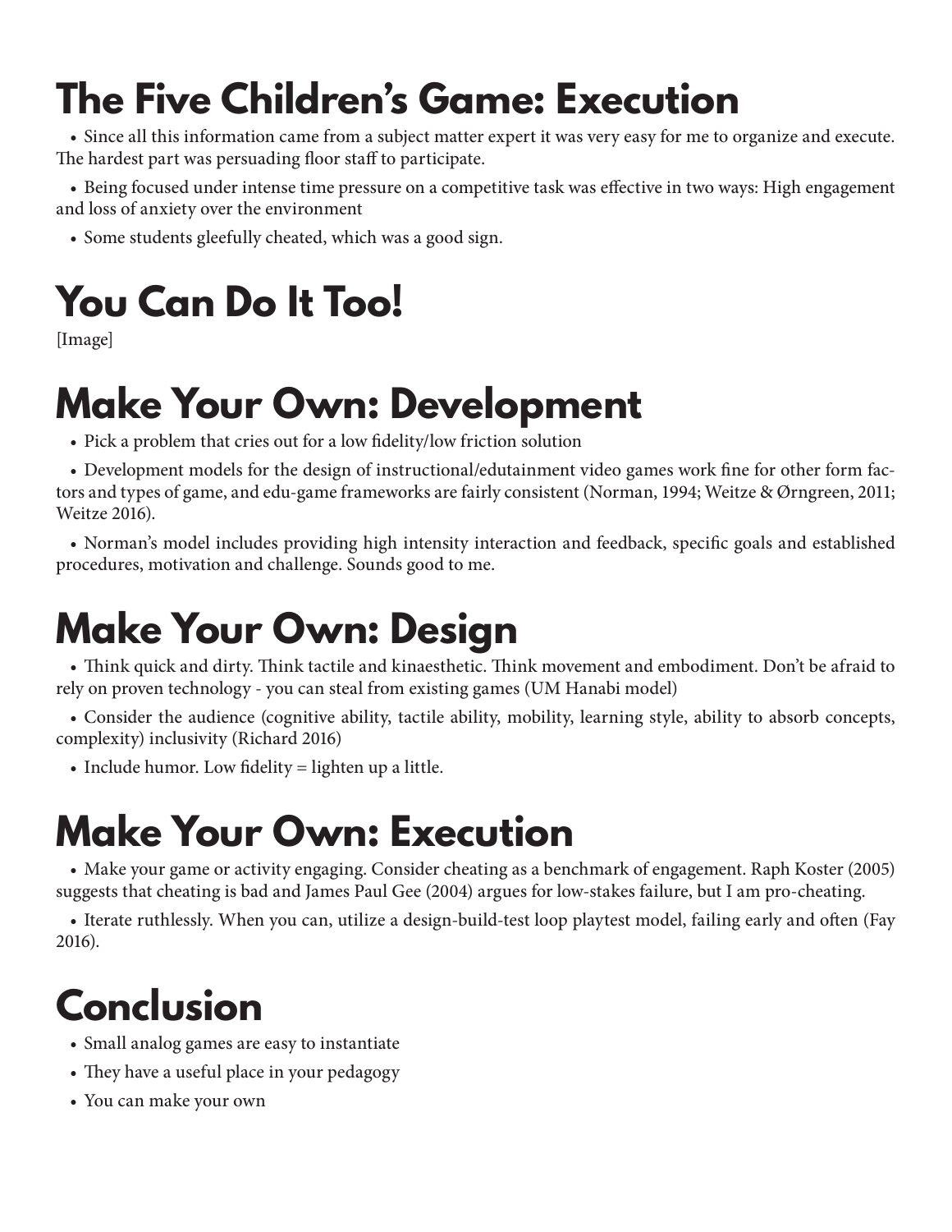# The Five Children's Game: Execution

- Since all this information came from a subject matter expert it was very easy for me to organize and execute. The hardest part was persuading floor staff to participate.
- Being focused under intense time pressure on a competitive task was effective in two ways: High engagement and loss of anxiety over the environment
- Some students gleefully cheated, which was a good sign.

# You Can Do It Too!

[Image]

# Make Your Own: Development

- Pick a problem that cries out for a low fidelity/low friction solution
- Development models for the design of instructional/edutainment video games work fine for other form factors and types of game, and edu-game frameworks are fairly consistent (Norman, 1994; Weitze & Ørngreen, 2011; Weitze 2016).
- Norman's model includes providing high intensity interaction and feedback, specific goals and established procedures, motivation and challenge. Sounds good to me.

# Make Your Own: Design

- Think quick and dirty. Think tactile and kinaesthetic. Think movement and embodiment. Don't be afraid to rely on proven technology - you can steal from existing games (UM Hanabi model)
- Consider the audience (cognitive ability, tactile ability, mobility, learning style, ability to absorb concepts, complexity) inclusivity (Richard 2016)
- Include humor. Low fidelity = lighten up a little.

# Make Your Own: Execution

- Make your game or activity engaging. Consider cheating as a benchmark of engagement. Raph Koster (2005) suggests that cheating is bad and James Paul Gee (2004) argues for low-stakes failure, but I am pro-cheating.
- Iterate ruthlessly. When you can, utilize a design-build-test loop playtest model, failing early and often (Fay 2016).

# Conclusion

- Small analog games are easy to instantiate
- They have a useful place in your pedagogy
- You can make your own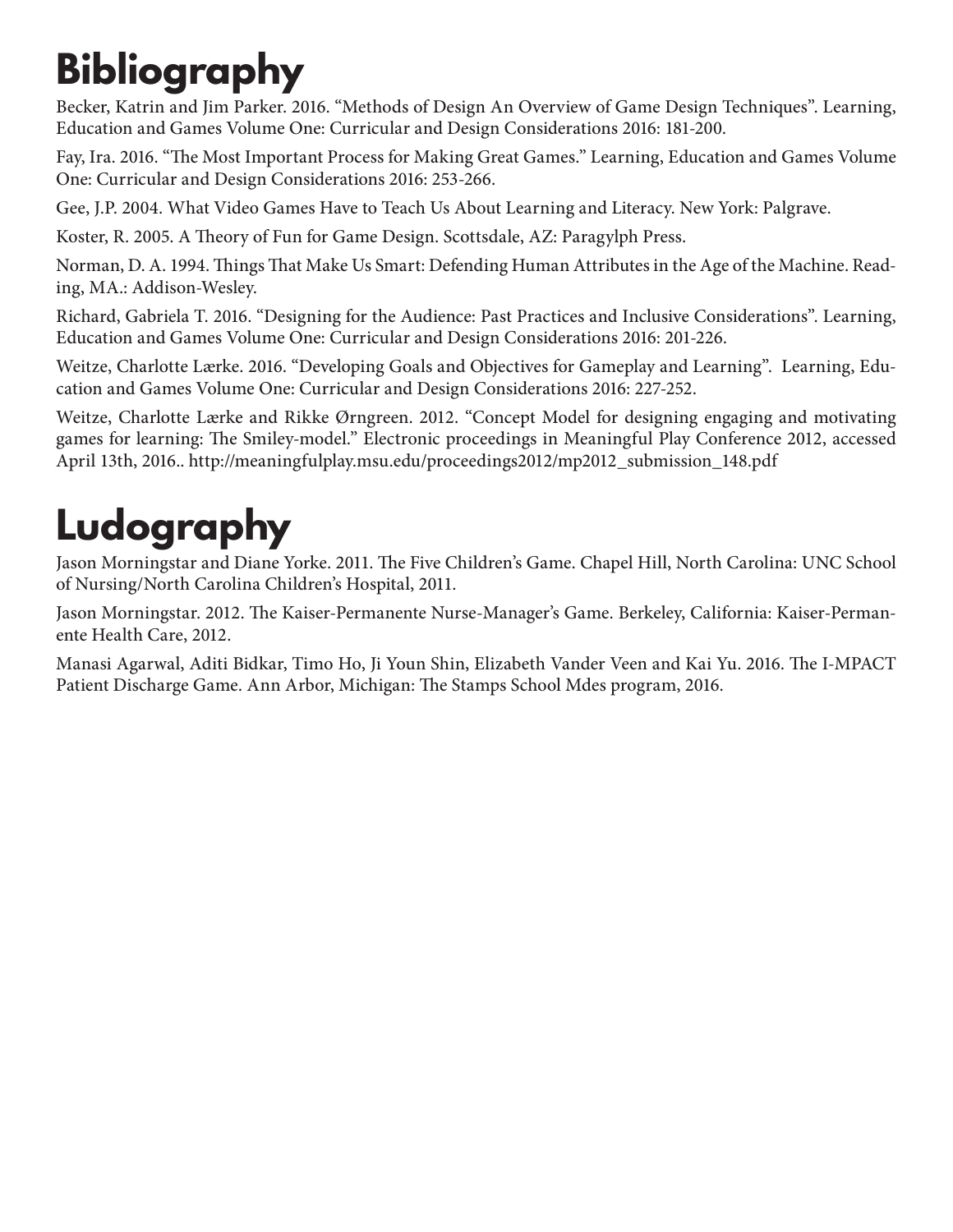# Bibliography

Becker, Katrin and Jim Parker. 2016. "Methods of Design An Overview of Game Design Techniques". Learning, Education and Games Volume One: Curricular and Design Considerations 2016: 181-200.

Fay, Ira. 2016. "The Most Important Process for Making Great Games." Learning, Education and Games Volume One: Curricular and Design Considerations 2016: 253-266.

Gee, J.P. 2004. What Video Games Have to Teach Us About Learning and Literacy. New York: Palgrave.

Koster, R. 2005. A Theory of Fun for Game Design. Scottsdale, AZ: Paragylph Press.

Norman, D. A. 1994. Things That Make Us Smart: Defending Human Attributes in the Age of the Machine. Reading, MA.: Addison-Wesley.

Richard, Gabriela T. 2016. "Designing for the Audience: Past Practices and Inclusive Considerations". Learning, Education and Games Volume One: Curricular and Design Considerations 2016: 201-226.

Weitze, Charlotte Lærke. 2016. "Developing Goals and Objectives for Gameplay and Learning". Learning, Education and Games Volume One: Curricular and Design Considerations 2016: 227-252.

Weitze, Charlotte Lærke and Rikke Ørngreen. 2012. "Concept Model for designing engaging and motivating games for learning: The Smiley-model." Electronic proceedings in Meaningful Play Conference 2012, accessed April 13th, 2016.. http://meaningfulplay.msu.edu/proceedings2012/mp2012_submission_148.pdf

# Ludography

Jason Morningstar and Diane Yorke. 2011. The Five Children's Game. Chapel Hill, North Carolina: UNC School of Nursing/North Carolina Children's Hospital, 2011.

Jason Morningstar. 2012. The Kaiser-Permanente Nurse-Manager's Game. Berkeley, California: Kaiser-Permanente Health Care, 2012.

Manasi Agarwal, Aditi Bidkar, Timo Ho, Ji Youn Shin, Elizabeth Vander Veen and Kai Yu. 2016. The I-MPACT Patient Discharge Game. Ann Arbor, Michigan: The Stamps School Mdes program, 2016.